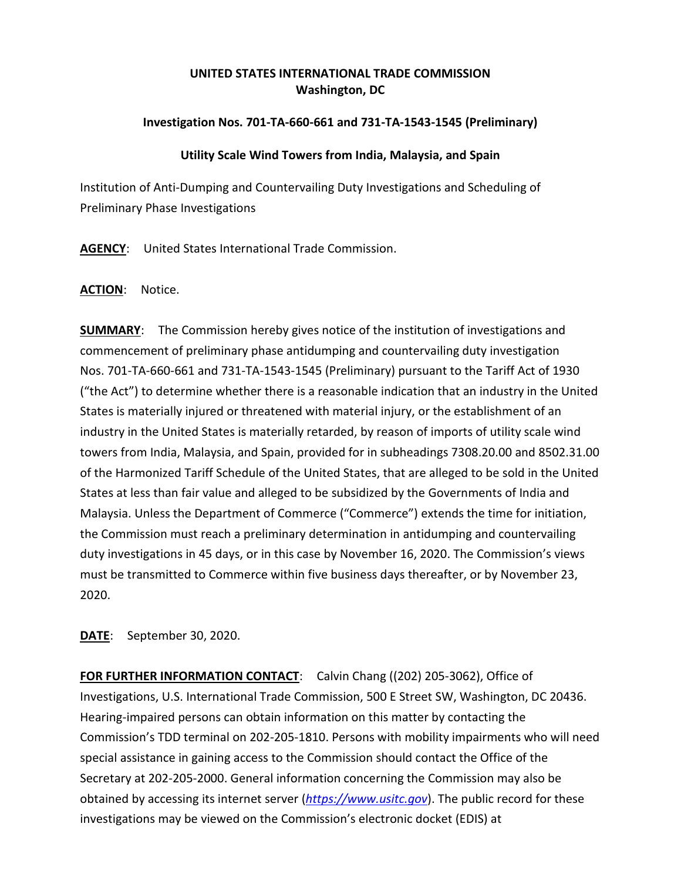**UNITED STATES INTERNATIONAL TRADE COMMISSION**
**Washington, DC**

**Investigation Nos. 701-TA-660-661 and 731-TA-1543-1545 (Preliminary)**

**Utility Scale Wind Towers from India, Malaysia, and Spain**

Institution of Anti-Dumping and Countervailing Duty Investigations and Scheduling of Preliminary Phase Investigations

**AGENCY**: United States International Trade Commission.

**ACTION**: Notice.

**SUMMARY**: The Commission hereby gives notice of the institution of investigations and commencement of preliminary phase antidumping and countervailing duty investigation Nos. 701-TA-660-661 and 731-TA-1543-1545 (Preliminary) pursuant to the Tariff Act of 1930 ("the Act") to determine whether there is a reasonable indication that an industry in the United States is materially injured or threatened with material injury, or the establishment of an industry in the United States is materially retarded, by reason of imports of utility scale wind towers from India, Malaysia, and Spain, provided for in subheadings 7308.20.00 and 8502.31.00 of the Harmonized Tariff Schedule of the United States, that are alleged to be sold in the United States at less than fair value and alleged to be subsidized by the Governments of India and Malaysia. Unless the Department of Commerce ("Commerce") extends the time for initiation, the Commission must reach a preliminary determination in antidumping and countervailing duty investigations in 45 days, or in this case by November 16, 2020. The Commission's views must be transmitted to Commerce within five business days thereafter, or by November 23, 2020.

**DATE**: September 30, 2020.

**FOR FURTHER INFORMATION CONTACT**: Calvin Chang ((202) 205-3062), Office of Investigations, U.S. International Trade Commission, 500 E Street SW, Washington, DC 20436. Hearing-impaired persons can obtain information on this matter by contacting the Commission's TDD terminal on 202-205-1810. Persons with mobility impairments who will need special assistance in gaining access to the Commission should contact the Office of the Secretary at 202-205-2000. General information concerning the Commission may also be obtained by accessing its internet server (*https://www.usitc.gov*). The public record for these investigations may be viewed on the Commission's electronic docket (EDIS) at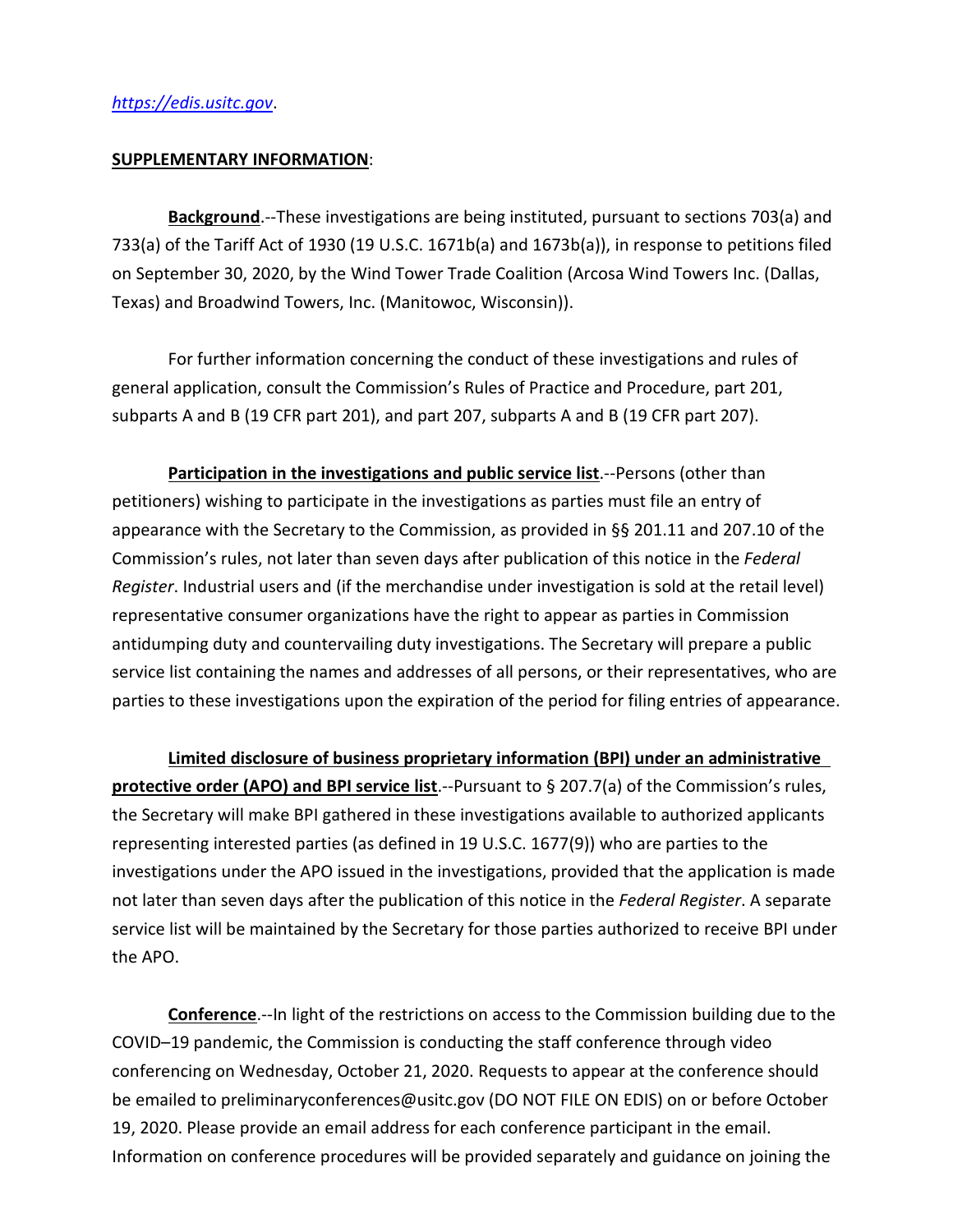*https://edis.usitc.gov*.

**SUPPLEMENTARY INFORMATION**:

**Background**.--These investigations are being instituted, pursuant to sections 703(a) and 733(a) of the Tariff Act of 1930 (19 U.S.C. 1671b(a) and 1673b(a)), in response to petitions filed on September 30, 2020, by the Wind Tower Trade Coalition (Arcosa Wind Towers Inc. (Dallas, Texas) and Broadwind Towers, Inc. (Manitowoc, Wisconsin)).

For further information concerning the conduct of these investigations and rules of general application, consult the Commission's Rules of Practice and Procedure, part 201, subparts A and B (19 CFR part 201), and part 207, subparts A and B (19 CFR part 207).

**Participation in the investigations and public service list**.--Persons (other than petitioners) wishing to participate in the investigations as parties must file an entry of appearance with the Secretary to the Commission, as provided in §§ 201.11 and 207.10 of the Commission's rules, not later than seven days after publication of this notice in the *Federal Register*. Industrial users and (if the merchandise under investigation is sold at the retail level) representative consumer organizations have the right to appear as parties in Commission antidumping duty and countervailing duty investigations. The Secretary will prepare a public service list containing the names and addresses of all persons, or their representatives, who are parties to these investigations upon the expiration of the period for filing entries of appearance.

**Limited disclosure of business proprietary information (BPI) under an administrative protective order (APO) and BPI service list**.--Pursuant to § 207.7(a) of the Commission's rules, the Secretary will make BPI gathered in these investigations available to authorized applicants representing interested parties (as defined in 19 U.S.C. 1677(9)) who are parties to the investigations under the APO issued in the investigations, provided that the application is made not later than seven days after the publication of this notice in the *Federal Register*. A separate service list will be maintained by the Secretary for those parties authorized to receive BPI under the APO.

**Conference**.--In light of the restrictions on access to the Commission building due to the COVID–19 pandemic, the Commission is conducting the staff conference through video conferencing on Wednesday, October 21, 2020. Requests to appear at the conference should be emailed to preliminaryconferences@usitc.gov (DO NOT FILE ON EDIS) on or before October 19, 2020. Please provide an email address for each conference participant in the email. Information on conference procedures will be provided separately and guidance on joining the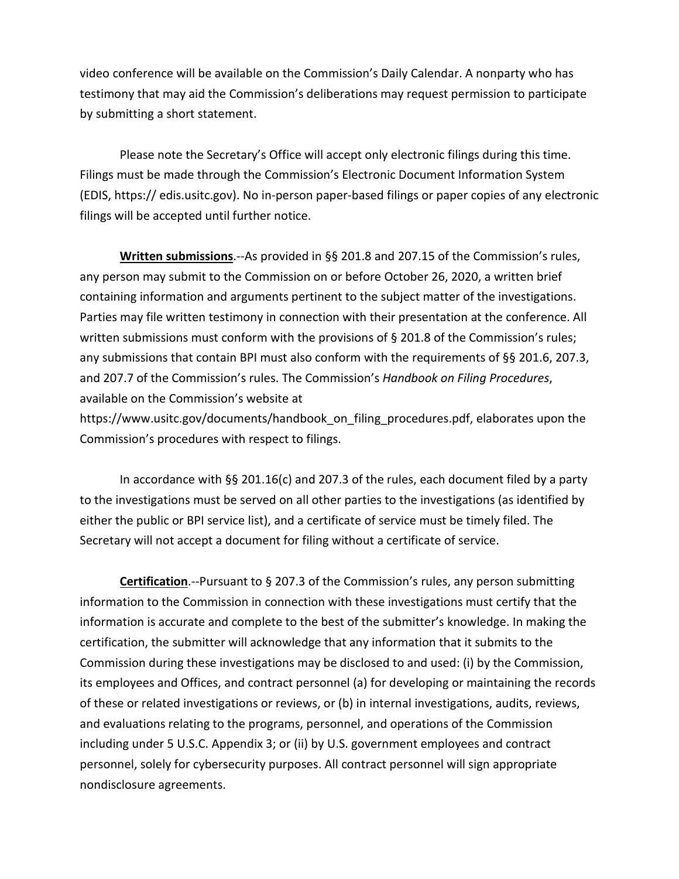video conference will be available on the Commission's Daily Calendar. A nonparty who has testimony that may aid the Commission's deliberations may request permission to participate by submitting a short statement.

Please note the Secretary's Office will accept only electronic filings during this time. Filings must be made through the Commission's Electronic Document Information System (EDIS, https:// edis.usitc.gov). No in-person paper-based filings or paper copies of any electronic filings will be accepted until further notice.

**Written submissions**.--As provided in §§ 201.8 and 207.15 of the Commission's rules, any person may submit to the Commission on or before October 26, 2020, a written brief containing information and arguments pertinent to the subject matter of the investigations. Parties may file written testimony in connection with their presentation at the conference. All written submissions must conform with the provisions of § 201.8 of the Commission's rules; any submissions that contain BPI must also conform with the requirements of §§ 201.6, 207.3, and 207.7 of the Commission's rules. The Commission's *Handbook on Filing Procedures*, available on the Commission's website at https://www.usitc.gov/documents/handbook_on_filing_procedures.pdf, elaborates upon the Commission's procedures with respect to filings.

In accordance with §§ 201.16(c) and 207.3 of the rules, each document filed by a party to the investigations must be served on all other parties to the investigations (as identified by either the public or BPI service list), and a certificate of service must be timely filed. The Secretary will not accept a document for filing without a certificate of service.

**Certification**.--Pursuant to § 207.3 of the Commission's rules, any person submitting information to the Commission in connection with these investigations must certify that the information is accurate and complete to the best of the submitter's knowledge. In making the certification, the submitter will acknowledge that any information that it submits to the Commission during these investigations may be disclosed to and used: (i) by the Commission, its employees and Offices, and contract personnel (a) for developing or maintaining the records of these or related investigations or reviews, or (b) in internal investigations, audits, reviews, and evaluations relating to the programs, personnel, and operations of the Commission including under 5 U.S.C. Appendix 3; or (ii) by U.S. government employees and contract personnel, solely for cybersecurity purposes. All contract personnel will sign appropriate nondisclosure agreements.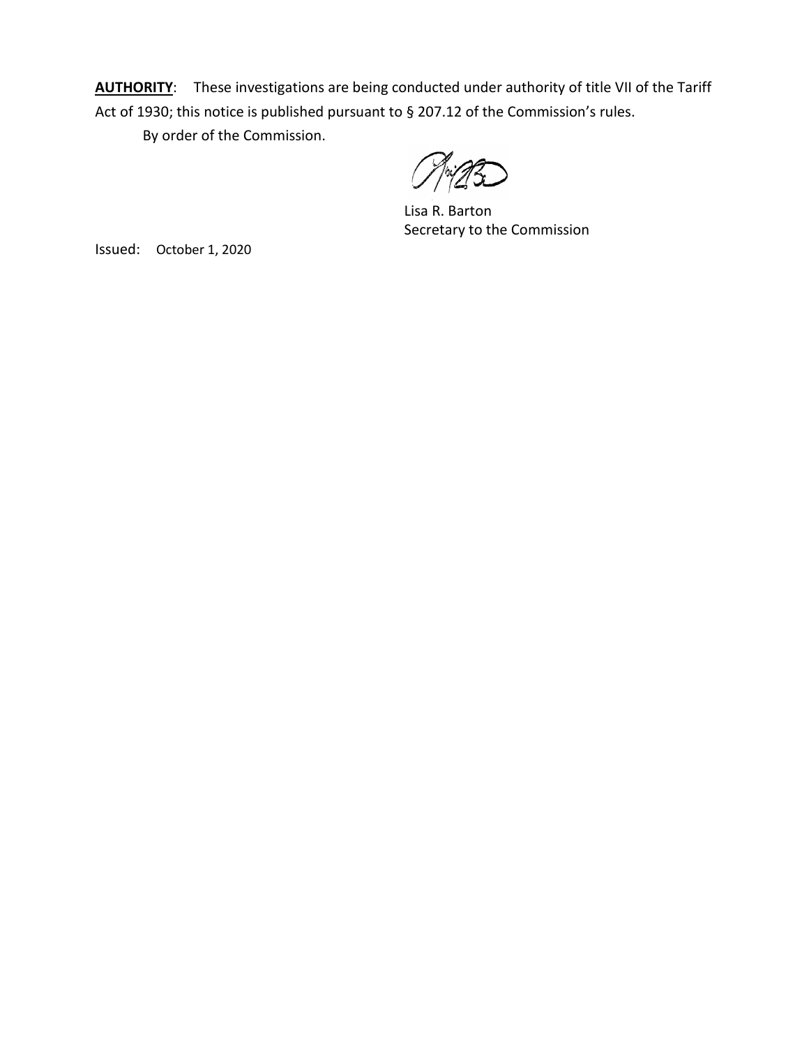**AUTHORITY**: These investigations are being conducted under authority of title VII of the Tariff Act of 1930; this notice is published pursuant to § 207.12 of the Commission's rules.

By order of the Commission.

Lisa R. Barton
Secretary to the Commission

Issued: October 1, 2020